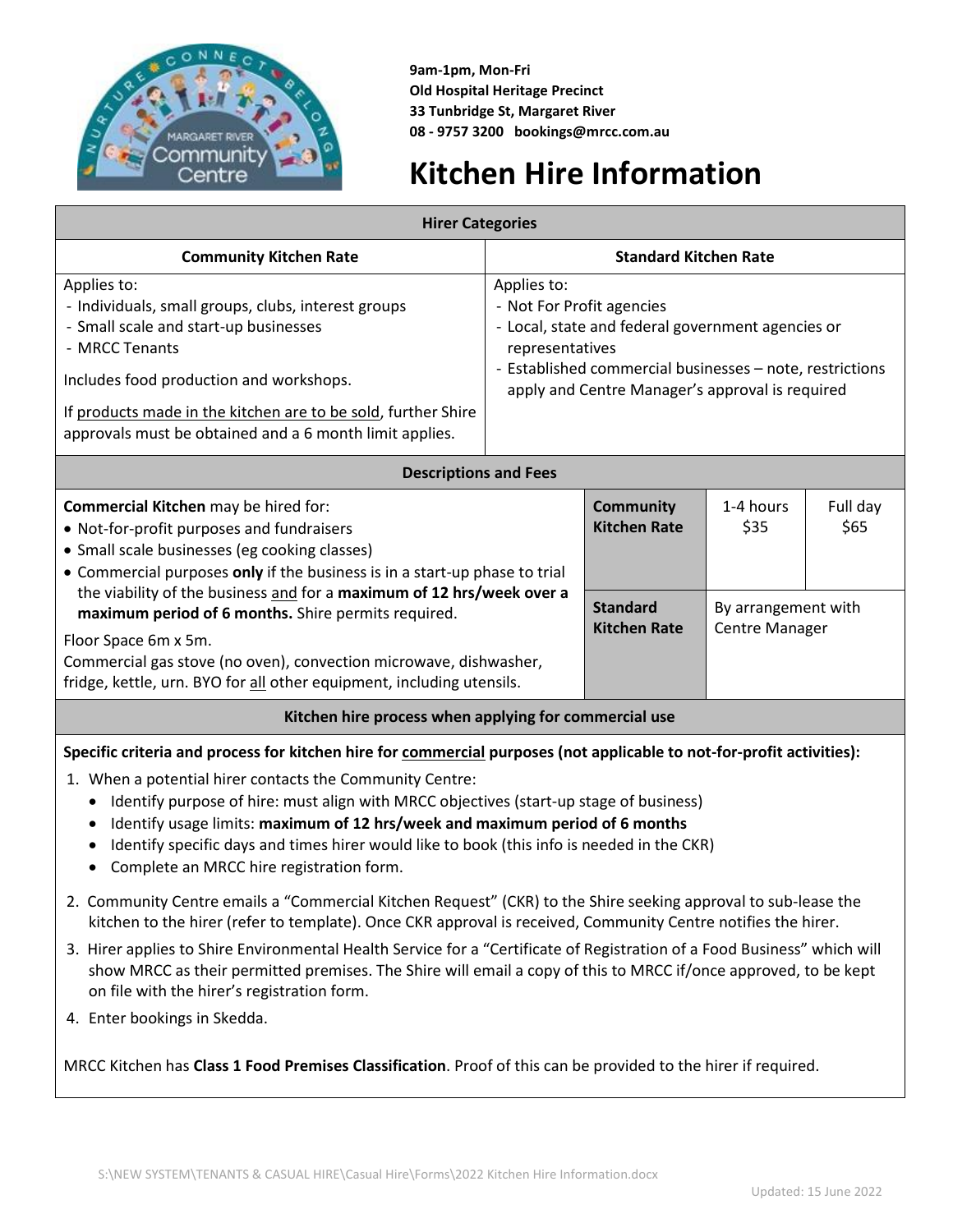9am-1pm, Mon-Fri
**Old Hospital Heritage Precinct**
**33 Tunbridge St, Margaret River**
**08 - 9757 3200 bookings@mrcc.com.au**

# Kitchen Hire Information

## Hirer Categories

| Community Kitchen Rate | Standard Kitchen Rate |
|---|---|
| Applies to:<br>- Individuals, small groups, clubs, interest groups<br>- Small scale and start-up businesses<br>- MRCC Tenants<br><br>Includes food production and workshops.<br><br>If products made in the kitchen are to be sold, further Shire approvals must be obtained and a 6 month limit applies. | Applies to:<br>- Not For Profit agencies<br>- Local, state and federal government agencies or representatives<br>- Established commercial businesses – note, restrictions apply and Centre Manager's approval is required |

## Descriptions and Fees

| Description | Rate | 1-4 hours | Full day |
|---|---|---|---|
| **Commercial Kitchen** may be hired for:<br>• Not-for-profit purposes and fundraisers<br>• Small scale businesses (eg cooking classes)<br>• Commercial purposes **only** if the business is in a start-up phase to trial the viability of the business and for a **maximum of 12 hrs/week over a maximum period of 6 months.** Shire permits required.<br><br>Floor Space 6m x 5m.<br>Commercial gas stove (no oven), convection microwave, dishwasher, fridge, kettle, urn. BYO for all other equipment, including utensils. | **Community Kitchen Rate** | $35 | $65 |
| | **Standard Kitchen Rate** | By arrangement with Centre Manager | |

## Kitchen hire process when applying for commercial use

**Specific criteria and process for kitchen hire for commercial purposes (not applicable to not-for-profit activities):**

1. When a potential hirer contacts the Community Centre:
   - Identify purpose of hire: must align with MRCC objectives (start-up stage of business)
   - Identify usage limits: **maximum of 12 hrs/week and maximum period of 6 months**
   - Identify specific days and times hirer would like to book (this info is needed in the CKR)
   - Complete an MRCC hire registration form.
2. Community Centre emails a "Commercial Kitchen Request" (CKR) to the Shire seeking approval to sub-lease the kitchen to the hirer (refer to template). Once CKR approval is received, Community Centre notifies the hirer.
3. Hirer applies to Shire Environmental Health Service for a "Certificate of Registration of a Food Business" which will show MRCC as their permitted premises. The Shire will email a copy of this to MRCC if/once approved, to be kept on file with the hirer's registration form.
4. Enter bookings in Skedda.

MRCC Kitchen has **Class 1 Food Premises Classification**. Proof of this can be provided to the hirer if required.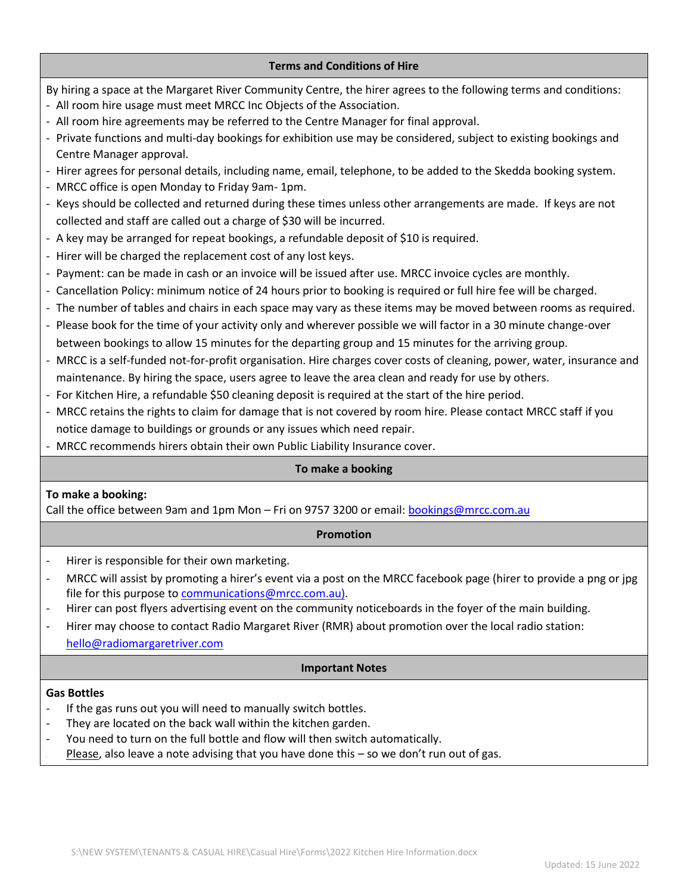## Terms and Conditions of Hire

By hiring a space at the Margaret River Community Centre, the hirer agrees to the following terms and conditions:

- All room hire usage must meet MRCC Inc Objects of the Association.
- All room hire agreements may be referred to the Centre Manager for final approval.
- Private functions and multi-day bookings for exhibition use may be considered, subject to existing bookings and Centre Manager approval.
- Hirer agrees for personal details, including name, email, telephone, to be added to the Skedda booking system.
- MRCC office is open Monday to Friday 9am- 1pm.
- Keys should be collected and returned during these times unless other arrangements are made. If keys are not collected and staff are called out a charge of $30 will be incurred.
- A key may be arranged for repeat bookings, a refundable deposit of $10 is required.
- Hirer will be charged the replacement cost of any lost keys.
- Payment: can be made in cash or an invoice will be issued after use. MRCC invoice cycles are monthly.
- Cancellation Policy: minimum notice of 24 hours prior to booking is required or full hire fee will be charged.
- The number of tables and chairs in each space may vary as these items may be moved between rooms as required.
- Please book for the time of your activity only and wherever possible we will factor in a 30 minute change-over between bookings to allow 15 minutes for the departing group and 15 minutes for the arriving group.
- MRCC is a self-funded not-for-profit organisation. Hire charges cover costs of cleaning, power, water, insurance and maintenance. By hiring the space, users agree to leave the area clean and ready for use by others.
- For Kitchen Hire, a refundable $50 cleaning deposit is required at the start of the hire period.
- MRCC retains the rights to claim for damage that is not covered by room hire. Please contact MRCC staff if you notice damage to buildings or grounds or any issues which need repair.
- MRCC recommends hirers obtain their own Public Liability Insurance cover.

## To make a booking

**To make a booking:**
Call the office between 9am and 1pm Mon – Fri on 9757 3200 or email: bookings@mrcc.com.au

## Promotion

- Hirer is responsible for their own marketing.
- MRCC will assist by promoting a hirer's event via a post on the MRCC facebook page (hirer to provide a png or jpg file for this purpose to communications@mrcc.com.au).
- Hirer can post flyers advertising event on the community noticeboards in the foyer of the main building.
- Hirer may choose to contact Radio Margaret River (RMR) about promotion over the local radio station: hello@radiomargaretriver.com

## Important Notes

**Gas Bottles**

- If the gas runs out you will need to manually switch bottles.
- They are located on the back wall within the kitchen garden.
- You need to turn on the full bottle and flow will then switch automatically.
- Please, also leave a note advising that you have done this – so we don't run out of gas.

S:\NEW SYSTEM\TENANTS & CASUAL HIRE\Casual Hire\Forms\2022 Kitchen Hire Information.docx

Updated: 15 June 2022